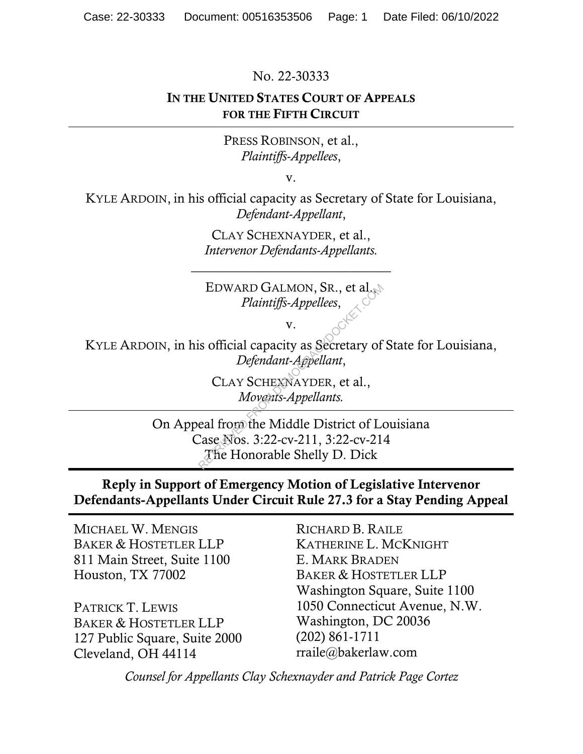No. 22-30333

**IN THE UNITED STATES COURT OF APPEALS FOR THE FIFTH CIRCUIT**

---

PRESS ROBINSON, et al.,
*Plaintiffs-Appellees*,

v.

KYLE ARDOIN, in his official capacity as Secretary of State for Louisiana,
*Defendant-Appellant*,

CLAY SCHEXNAYDER, et al.,
*Intervenor Defendants-Appellants.*

---

EDWARD GALMON, SR., et al.,
*Plaintiffs-Appellees*,

v.

KYLE ARDOIN, in his official capacity as Secretary of State for Louisiana,
*Defendant-Appellant*,

CLAY SCHEXNAYDER, et al.,
*Movants-Appellants.*

---

On Appeal from the Middle District of Louisiana
Case Nos. 3:22-cv-211, 3:22-cv-214
The Honorable Shelly D. Dick

---

**Reply in Support of Emergency Motion of Legislative Intervenor Defendants-Appellants Under Circuit Rule 27.3 for a Stay Pending Appeal**

---

MICHAEL W. MENGIS
BAKER & HOSTETLER LLP
811 Main Street, Suite 1100
Houston, TX 77002

PATRICK T. LEWIS
BAKER & HOSTETLER LLP
127 Public Square, Suite 2000
Cleveland, OH 44114

RICHARD B. RAILE
KATHERINE L. MCKNIGHT
E. MARK BRADEN
BAKER & HOSTETLER LLP
Washington Square, Suite 1100
1050 Connecticut Avenue, N.W.
Washington, DC 20036
(202) 861-1711
rraile@bakerlaw.com

*Counsel for Appellants Clay Schexnayder and Patrick Page Cortez*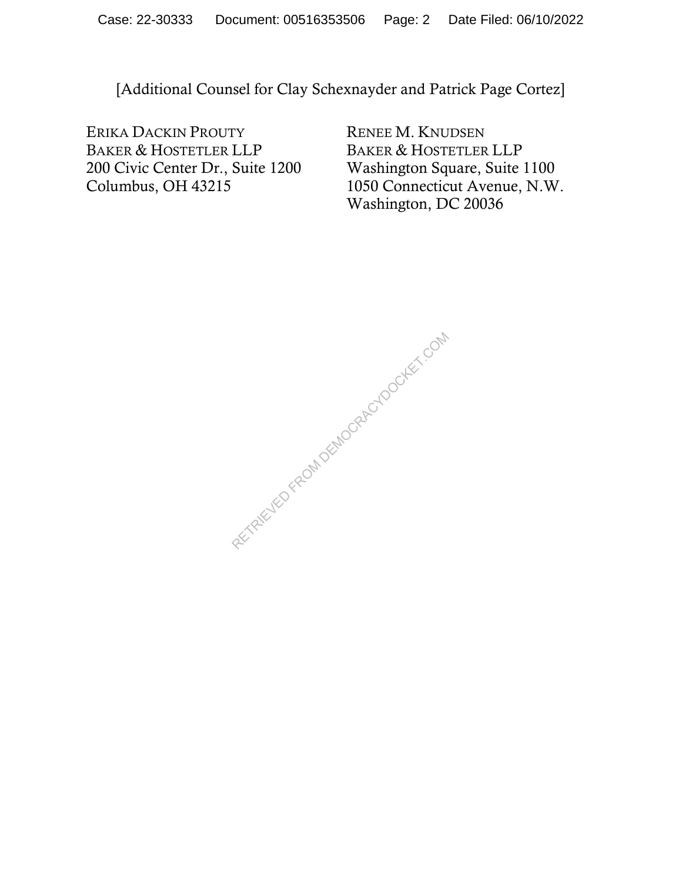[Additional Counsel for Clay Schexnayder and Patrick Page Cortez]

ERIKA DACKIN PROUTY
BAKER & HOSTETLER LLP
200 Civic Center Dr., Suite 1200
Columbus, OH 43215

RENEE M. KNUDSEN
BAKER & HOSTETLER LLP
Washington Square, Suite 1100
1050 Connecticut Avenue, N.W.
Washington, DC 20036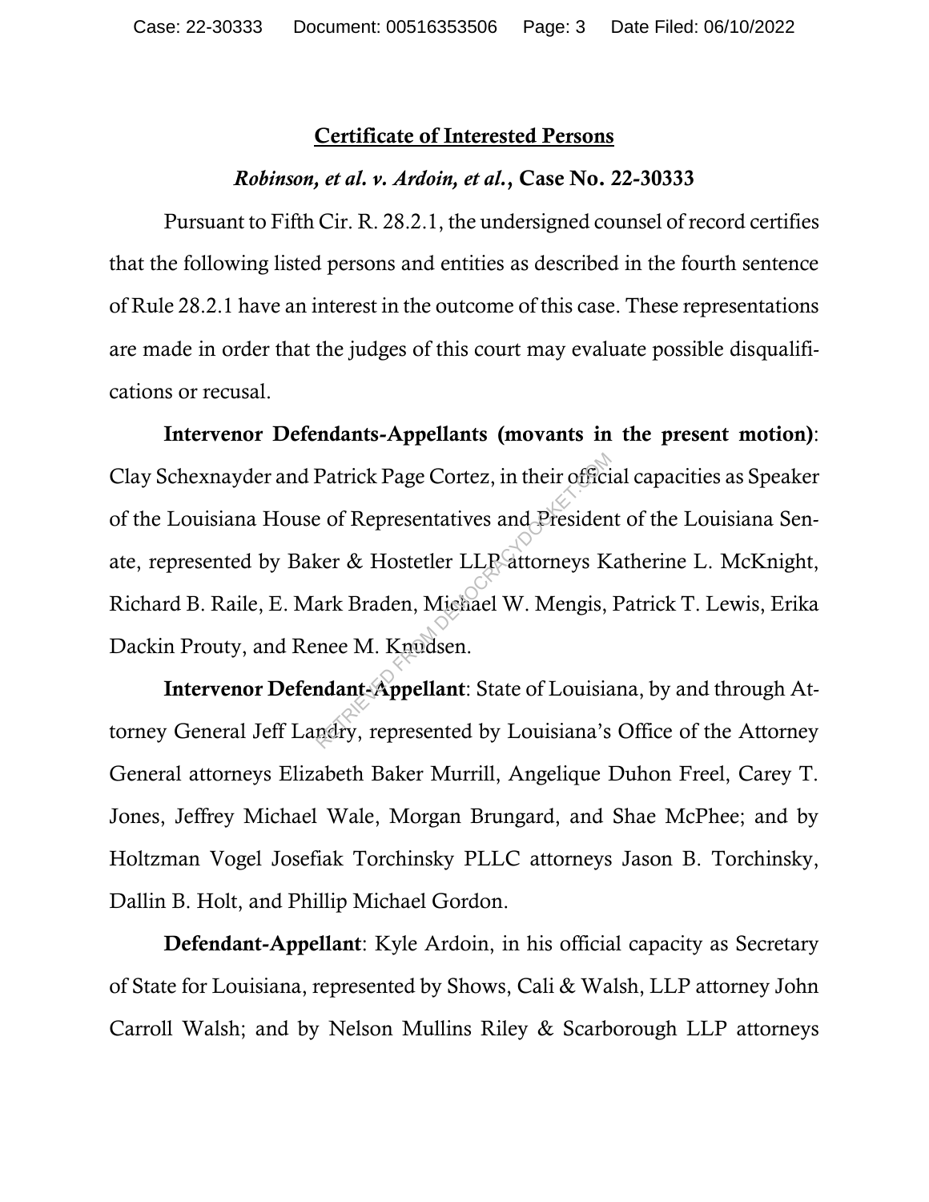## Certificate of Interested Persons

***Robinson, et al. v. Ardoin, et al.*, Case No. 22-30333**

Pursuant to Fifth Cir. R. 28.2.1, the undersigned counsel of record certifies that the following listed persons and entities as described in the fourth sentence of Rule 28.2.1 have an interest in the outcome of this case. These representations are made in order that the judges of this court may evaluate possible disqualifications or recusal.

**Intervenor Defendants-Appellants (movants in the present motion)**: Clay Schexnayder and Patrick Page Cortez, in their official capacities as Speaker of the Louisiana House of Representatives and President of the Louisiana Senate, represented by Baker & Hostetler LLP attorneys Katherine L. McKnight, Richard B. Raile, E. Mark Braden, Michael W. Mengis, Patrick T. Lewis, Erika Dackin Prouty, and Renee M. Knudsen.

**Intervenor Defendant-Appellant**: State of Louisiana, by and through Attorney General Jeff Landry, represented by Louisiana's Office of the Attorney General attorneys Elizabeth Baker Murrill, Angelique Duhon Freel, Carey T. Jones, Jeffrey Michael Wale, Morgan Brungard, and Shae McPhee; and by Holtzman Vogel Josefiak Torchinsky PLLC attorneys Jason B. Torchinsky, Dallin B. Holt, and Phillip Michael Gordon.

**Defendant-Appellant**: Kyle Ardoin, in his official capacity as Secretary of State for Louisiana, represented by Shows, Cali & Walsh, LLP attorney John Carroll Walsh; and by Nelson Mullins Riley & Scarborough LLP attorneys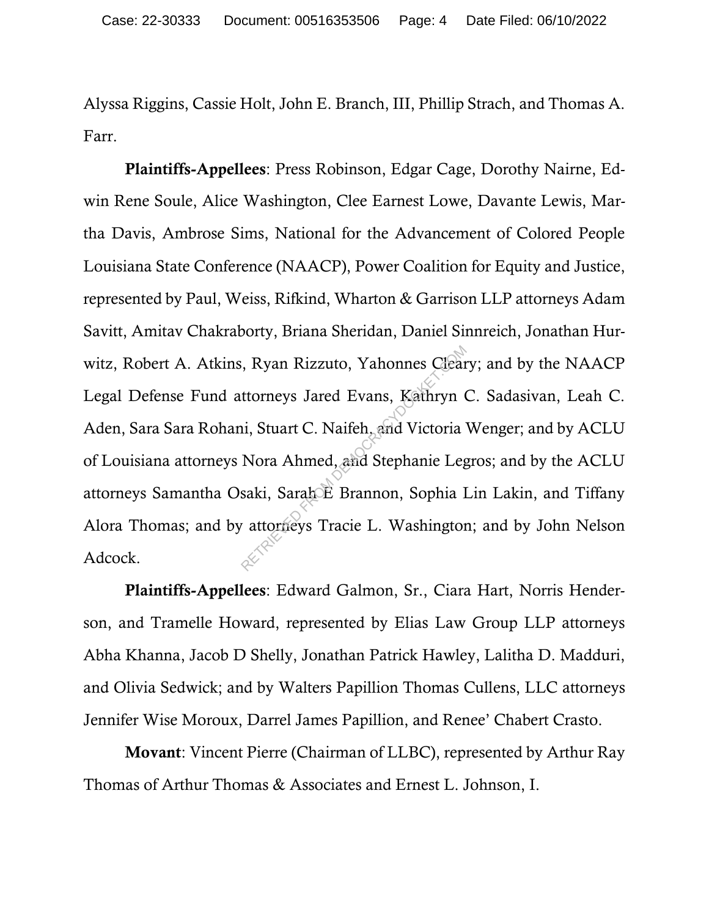Alyssa Riggins, Cassie Holt, John E. Branch, III, Phillip Strach, and Thomas A. Farr.

**Plaintiffs-Appellees**: Press Robinson, Edgar Cage, Dorothy Nairne, Edwin Rene Soule, Alice Washington, Clee Earnest Lowe, Davante Lewis, Martha Davis, Ambrose Sims, National for the Advancement of Colored People Louisiana State Conference (NAACP), Power Coalition for Equity and Justice, represented by Paul, Weiss, Rifkind, Wharton & Garrison LLP attorneys Adam Savitt, Amitav Chakraborty, Briana Sheridan, Daniel Sinnreich, Jonathan Hurwitz, Robert A. Atkins, Ryan Rizzuto, Yahonnes Cleary; and by the NAACP Legal Defense Fund attorneys Jared Evans, Kathryn C. Sadasivan, Leah C. Aden, Sara Sara Rohani, Stuart C. Naifeh, and Victoria Wenger; and by ACLU of Louisiana attorneys Nora Ahmed, and Stephanie Legros; and by the ACLU attorneys Samantha Osaki, Sarah E Brannon, Sophia Lin Lakin, and Tiffany Alora Thomas; and by attorneys Tracie L. Washington; and by John Nelson Adcock.

**Plaintiffs-Appellees**: Edward Galmon, Sr., Ciara Hart, Norris Henderson, and Tramelle Howard, represented by Elias Law Group LLP attorneys Abha Khanna, Jacob D Shelly, Jonathan Patrick Hawley, Lalitha D. Madduri, and Olivia Sedwick; and by Walters Papillion Thomas Cullens, LLC attorneys Jennifer Wise Moroux, Darrel James Papillion, and Renee' Chabert Crasto.

**Movant**: Vincent Pierre (Chairman of LLBC), represented by Arthur Ray Thomas of Arthur Thomas & Associates and Ernest L. Johnson, I.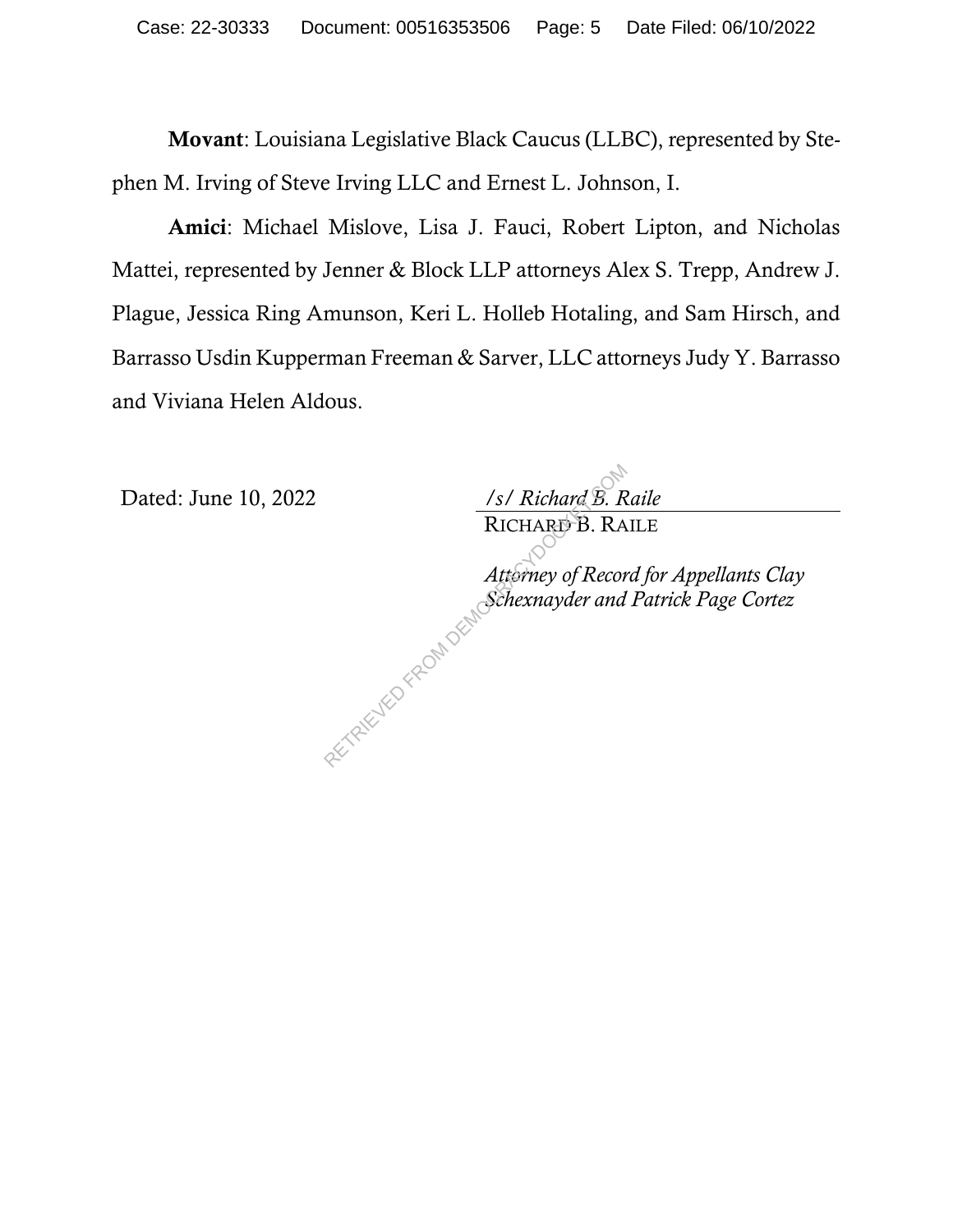**Movant**: Louisiana Legislative Black Caucus (LLBC), represented by Stephen M. Irving of Steve Irving LLC and Ernest L. Johnson, I.

**Amici**: Michael Mislove, Lisa J. Fauci, Robert Lipton, and Nicholas Mattei, represented by Jenner & Block LLP attorneys Alex S. Trepp, Andrew J. Plague, Jessica Ring Amunson, Keri L. Holleb Hotaling, and Sam Hirsch, and Barrasso Usdin Kupperman Freeman & Sarver, LLC attorneys Judy Y. Barrasso and Viviana Helen Aldous.

Dated: June 10, 2022

*/s/ Richard B. Raile*
RICHARD B. RAILE

*Attorney of Record for Appellants Clay Schexnayder and Patrick Page Cortez*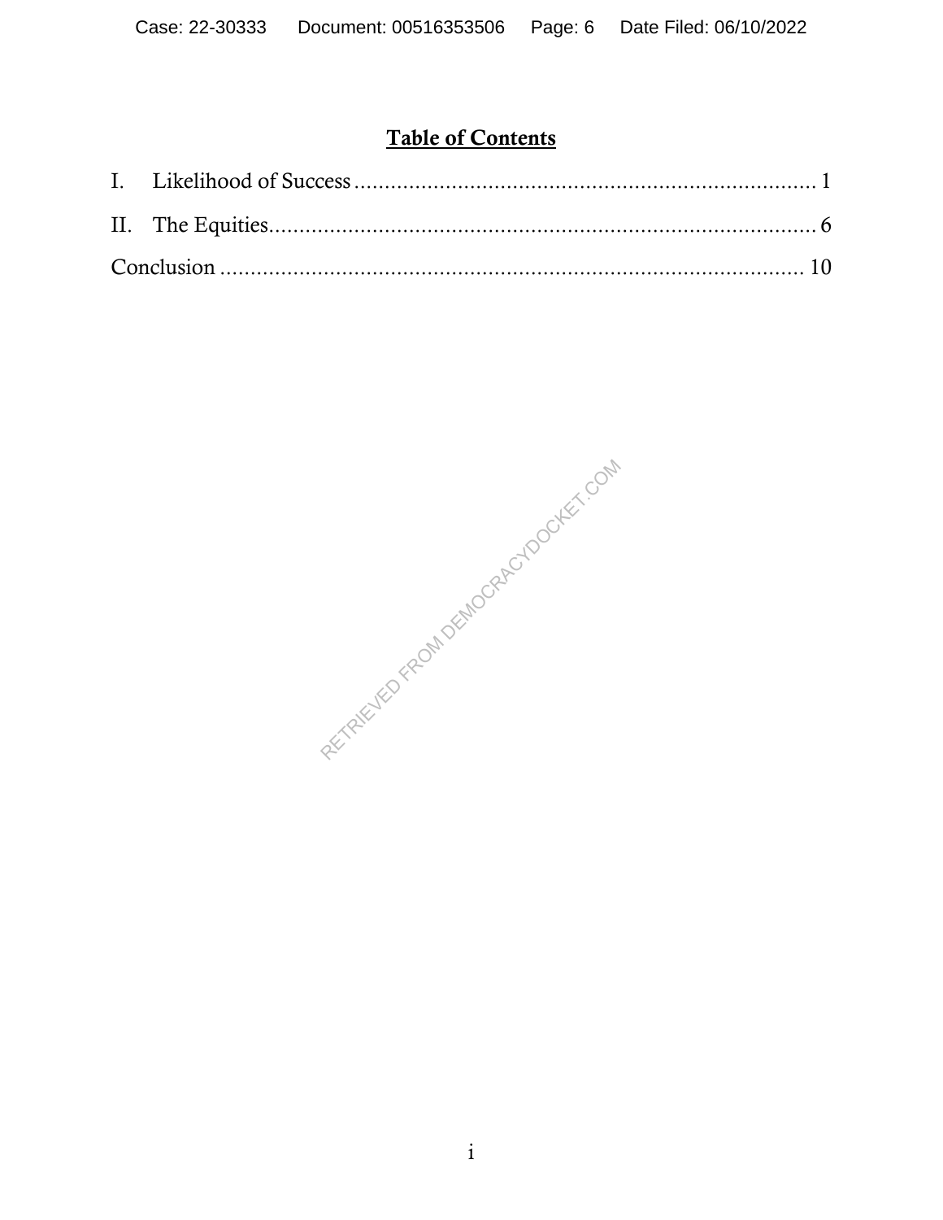# Table of Contents

I. Likelihood of Success ............................................................................ 1

II. The Equities.......................................................................................... 6

Conclusion ................................................................................................ 10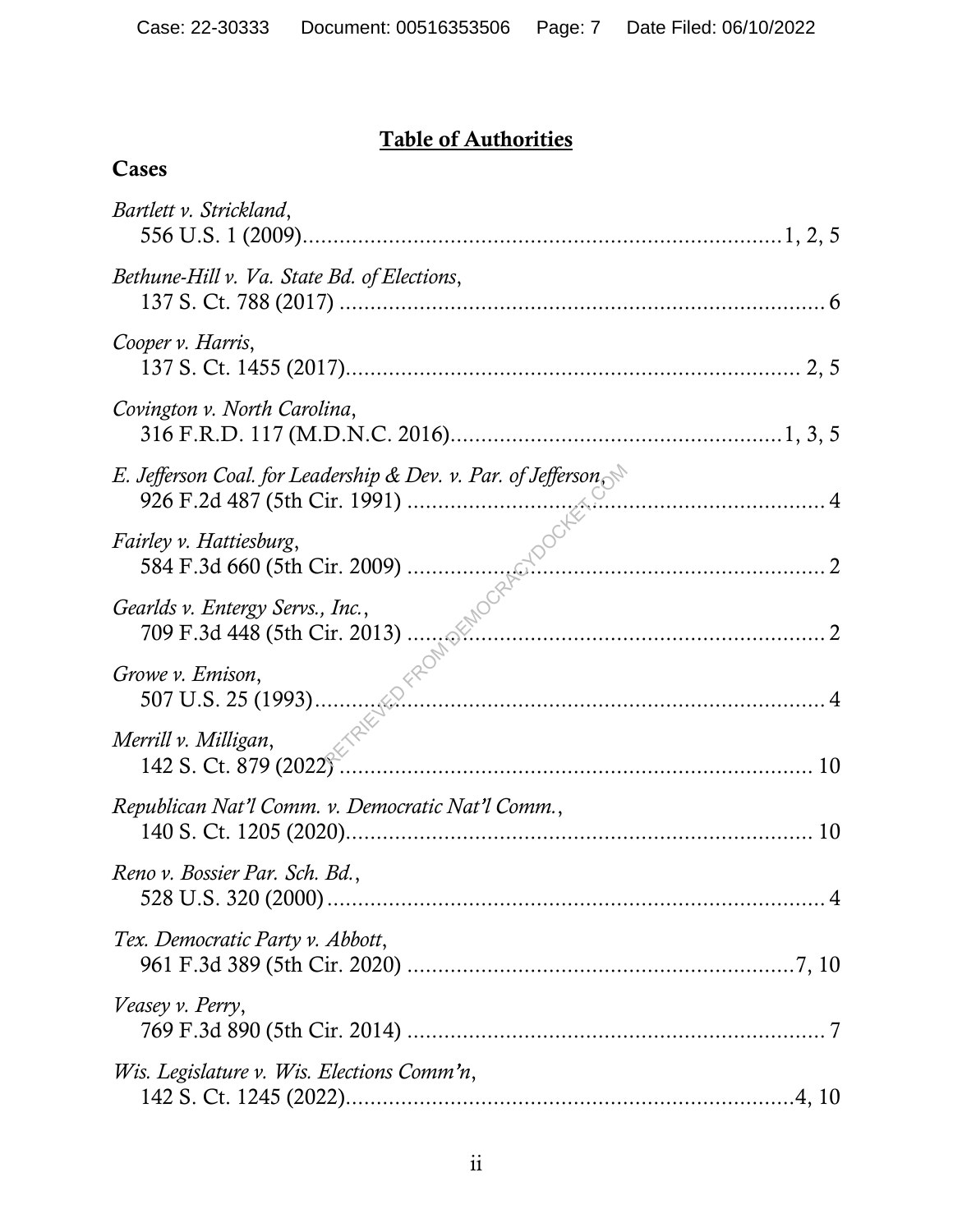## Table of Authorities

### Cases

*Bartlett v. Strickland*,
556 U.S. 1 (2009) ............................................................................ 1, 2, 5

*Bethune-Hill v. Va. State Bd. of Elections*,
137 S. Ct. 788 (2017) ........................................................................... 6

*Cooper v. Harris*,
137 S. Ct. 1455 (2017) ...................................................................... 2, 5

*Covington v. North Carolina*,
316 F.R.D. 117 (M.D.N.C. 2016) ................................................. 1, 3, 5

*E. Jefferson Coal. for Leadership & Dev. v. Par. of Jefferson*,
926 F.2d 487 (5th Cir. 1991) .................................................................. 4

*Fairley v. Hattiesburg*,
584 F.3d 660 (5th Cir. 2009) .................................................................. 2

*Gearlds v. Entergy Servs., Inc.*,
709 F.3d 448 (5th Cir. 2013) .................................................................. 2

*Growe v. Emison*,
507 U.S. 25 (1993) ................................................................................. 4

*Merrill v. Milligan*,
142 S. Ct. 879 (2022) ........................................................................... 10

*Republican Nat'l Comm. v. Democratic Nat'l Comm.*,
140 S. Ct. 1205 (2020) ......................................................................... 10

*Reno v. Bossier Par. Sch. Bd.*,
528 U.S. 320 (2000) ............................................................................... 4

*Tex. Democratic Party v. Abbott*,
961 F.3d 389 (5th Cir. 2020) .............................................................. 7, 10

*Veasey v. Perry*,
769 F.3d 890 (5th Cir. 2014) .................................................................. 7

*Wis. Legislature v. Wis. Elections Comm'n*,
142 S. Ct. 1245 (2022) ...................................................................... 4, 10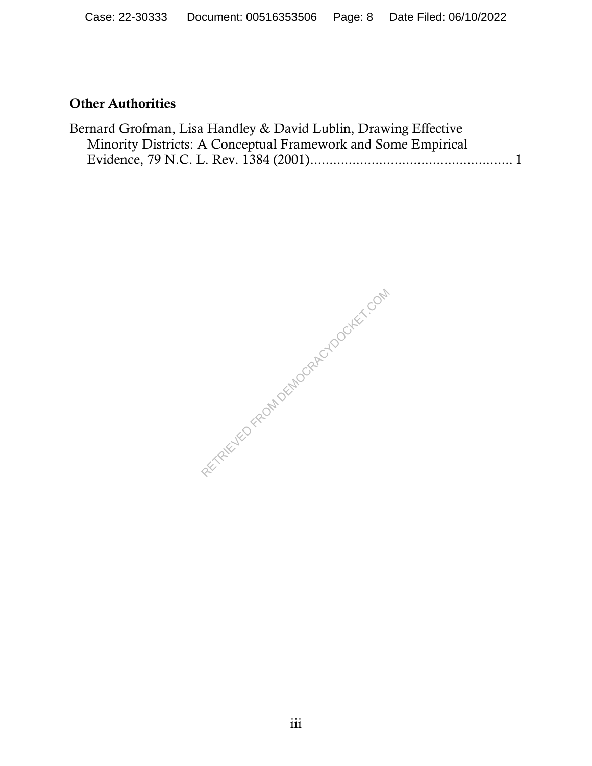## Other Authorities

Bernard Grofman, Lisa Handley & David Lublin, Drawing Effective Minority Districts: A Conceptual Framework and Some Empirical Evidence, 79 N.C. L. Rev. 1384 (2001).................................................... 1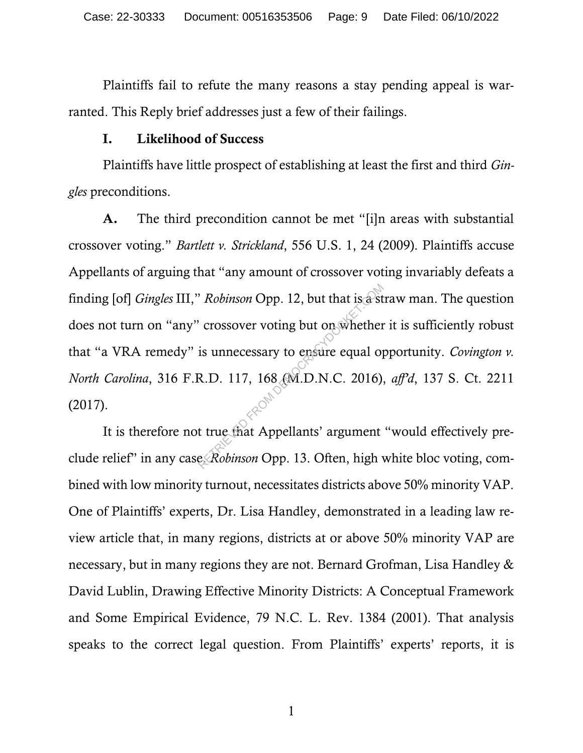Plaintiffs fail to refute the many reasons a stay pending appeal is warranted. This Reply brief addresses just a few of their failings.

## I. Likelihood of Success

Plaintiffs have little prospect of establishing at least the first and third *Gingles* preconditions.

**A.** The third precondition cannot be met "[i]n areas with substantial crossover voting." *Bartlett v. Strickland*, 556 U.S. 1, 24 (2009). Plaintiffs accuse Appellants of arguing that "any amount of crossover voting invariably defeats a finding [of] *Gingles* III," *Robinson* Opp. 12, but that is a straw man. The question does not turn on "any" crossover voting but on whether it is sufficiently robust that "a VRA remedy" is unnecessary to ensure equal opportunity. *Covington v. North Carolina*, 316 F.R.D. 117, 168 (M.D.N.C. 2016), *aff'd*, 137 S. Ct. 2211 (2017).

It is therefore not true that Appellants' argument "would effectively preclude relief" in any case. *Robinson* Opp. 13. Often, high white bloc voting, combined with low minority turnout, necessitates districts above 50% minority VAP. One of Plaintiffs' experts, Dr. Lisa Handley, demonstrated in a leading law review article that, in many regions, districts at or above 50% minority VAP are necessary, but in many regions they are not. Bernard Grofman, Lisa Handley & David Lublin, Drawing Effective Minority Districts: A Conceptual Framework and Some Empirical Evidence, 79 N.C. L. Rev. 1384 (2001). That analysis speaks to the correct legal question. From Plaintiffs' experts' reports, it is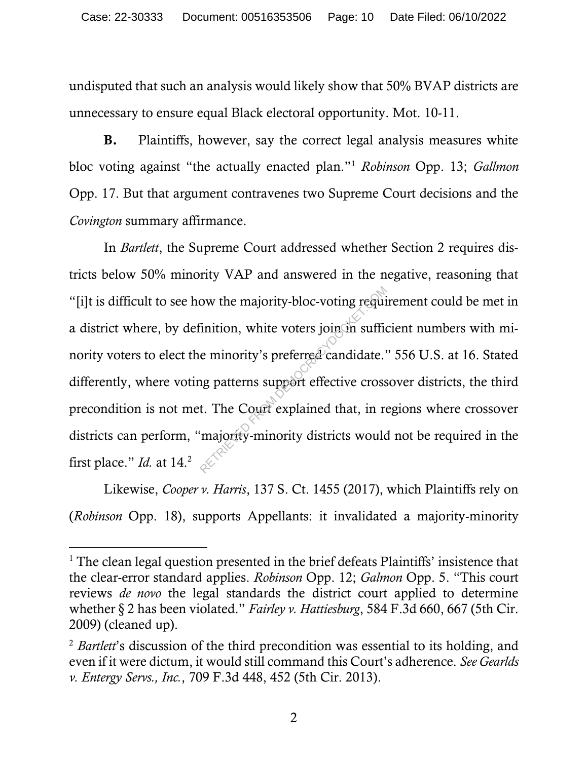undisputed that such an analysis would likely show that 50% BVAP districts are unnecessary to ensure equal Black electoral opportunity. Mot. 10-11.

**B.** Plaintiffs, however, say the correct legal analysis measures white bloc voting against "the actually enacted plan."[1] *Robinson* Opp. 13; *Gallmon* Opp. 17. But that argument contravenes two Supreme Court decisions and the *Covington* summary affirmance.

In *Bartlett*, the Supreme Court addressed whether Section 2 requires districts below 50% minority VAP and answered in the negative, reasoning that "[i]t is difficult to see how the majority-bloc-voting requirement could be met in a district where, by definition, white voters join in sufficient numbers with minority voters to elect the minority's preferred candidate." 556 U.S. at 16. Stated differently, where voting patterns support effective crossover districts, the third precondition is not met. The Court explained that, in regions where crossover districts can perform, "majority-minority districts would not be required in the first place." *Id.* at 14.[2]

Likewise, *Cooper v. Harris*, 137 S. Ct. 1455 (2017), which Plaintiffs rely on (*Robinson* Opp. 18), supports Appellants: it invalidated a majority-minority

---

[1] The clean legal question presented in the brief defeats Plaintiffs' insistence that the clear-error standard applies. *Robinson* Opp. 12; *Galmon* Opp. 5. "This court reviews *de novo* the legal standards the district court applied to determine whether § 2 has been violated." *Fairley v. Hattiesburg*, 584 F.3d 660, 667 (5th Cir. 2009) (cleaned up).

[2] *Bartlett*'s discussion of the third precondition was essential to its holding, and even if it were dictum, it would still command this Court's adherence. *See Gearlds v. Entergy Servs., Inc.*, 709 F.3d 448, 452 (5th Cir. 2013).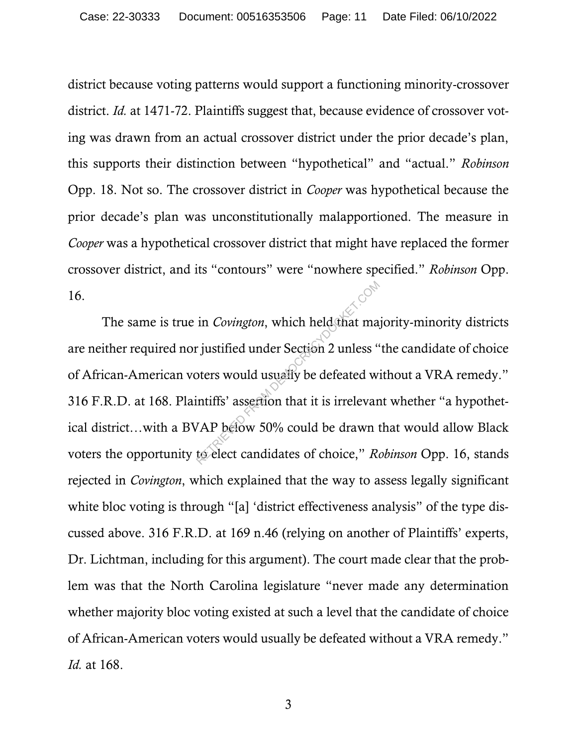district because voting patterns would support a functioning minority-crossover district. *Id.* at 1471-72. Plaintiffs suggest that, because evidence of crossover voting was drawn from an actual crossover district under the prior decade's plan, this supports their distinction between "hypothetical" and "actual." *Robinson* Opp. 18. Not so. The crossover district in *Cooper* was hypothetical because the prior decade's plan was unconstitutionally malapportioned. The measure in *Cooper* was a hypothetical crossover district that might have replaced the former crossover district, and its "contours" were "nowhere specified." *Robinson* Opp. 16.

The same is true in *Covington*, which held that majority-minority districts are neither required nor justified under Section 2 unless "the candidate of choice of African-American voters would usually be defeated without a VRA remedy." 316 F.R.D. at 168. Plaintiffs' assertion that it is irrelevant whether "a hypothetical district…with a BVAP below 50% could be drawn that would allow Black voters the opportunity to elect candidates of choice," *Robinson* Opp. 16, stands rejected in *Covington*, which explained that the way to assess legally significant white bloc voting is through "[a] 'district effectiveness analysis" of the type discussed above. 316 F.R.D. at 169 n.46 (relying on another of Plaintiffs' experts, Dr. Lichtman, including for this argument). The court made clear that the problem was that the North Carolina legislature "never made any determination whether majority bloc voting existed at such a level that the candidate of choice of African-American voters would usually be defeated without a VRA remedy." *Id.* at 168.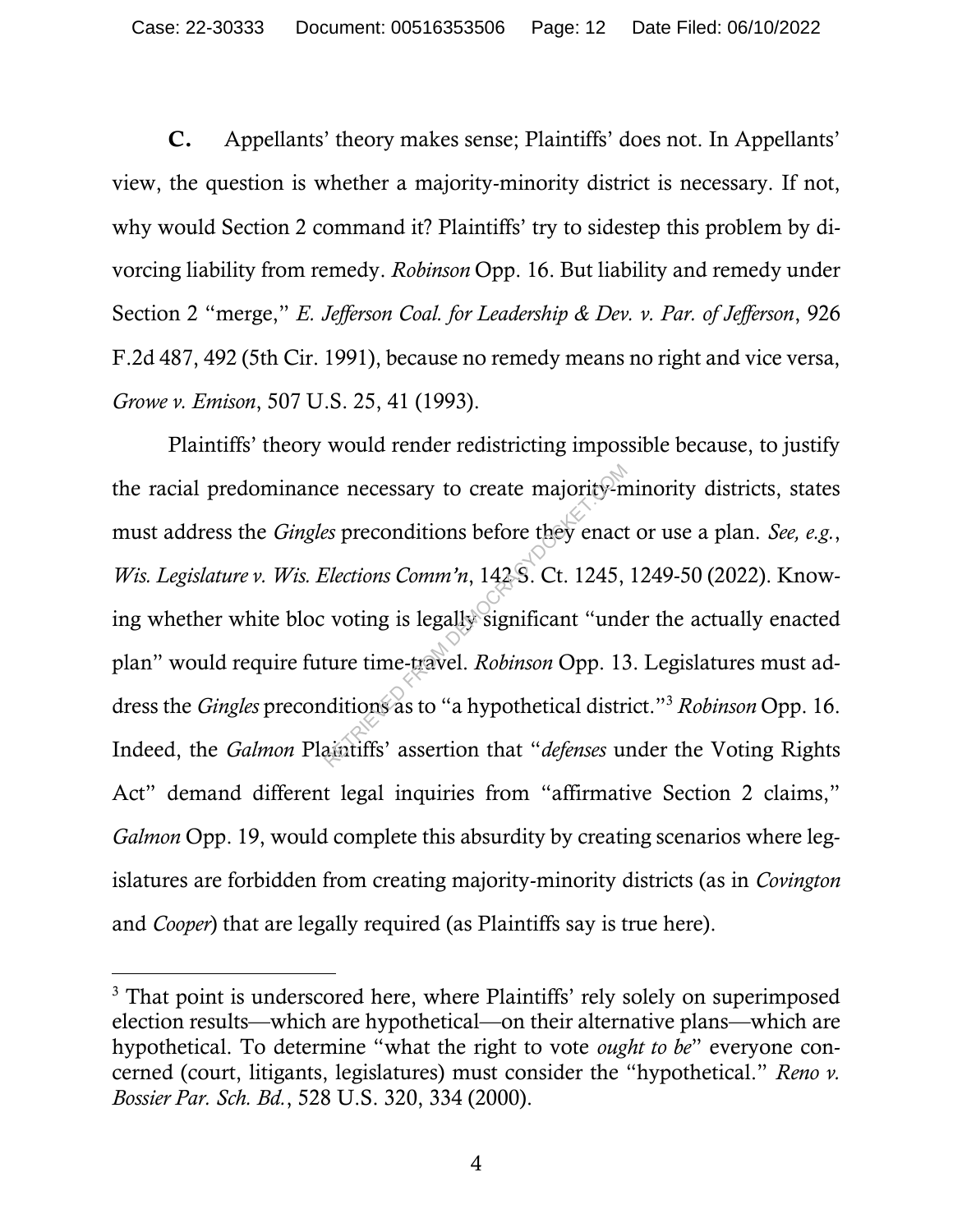**C.** Appellants' theory makes sense; Plaintiffs' does not. In Appellants' view, the question is whether a majority-minority district is necessary. If not, why would Section 2 command it? Plaintiffs' try to sidestep this problem by divorcing liability from remedy. *Robinson* Opp. 16. But liability and remedy under Section 2 "merge," *E. Jefferson Coal. for Leadership & Dev. v. Par. of Jefferson*, 926 F.2d 487, 492 (5th Cir. 1991), because no remedy means no right and vice versa, *Growe v. Emison*, 507 U.S. 25, 41 (1993).

Plaintiffs' theory would render redistricting impossible because, to justify the racial predominance necessary to create majority-minority districts, states must address the *Gingles* preconditions before they enact or use a plan. *See, e.g.*, *Wis. Legislature v. Wis. Elections Comm'n*, 142 S. Ct. 1245, 1249-50 (2022). Knowing whether white bloc voting is legally significant "under the actually enacted plan" would require future time-travel. *Robinson* Opp. 13. Legislatures must address the *Gingles* preconditions as to "a hypothetical district."[3] *Robinson* Opp. 16. Indeed, the *Galmon* Plaintiffs' assertion that "*defenses* under the Voting Rights Act" demand different legal inquiries from "affirmative Section 2 claims," *Galmon* Opp. 19, would complete this absurdity by creating scenarios where legislatures are forbidden from creating majority-minority districts (as in *Covington* and *Cooper*) that are legally required (as Plaintiffs say is true here).

---

[3] That point is underscored here, where Plaintiffs' rely solely on superimposed election results—which are hypothetical—on their alternative plans—which are hypothetical. To determine "what the right to vote *ought to be*" everyone concerned (court, litigants, legislatures) must consider the "hypothetical." *Reno v. Bossier Par. Sch. Bd.*, 528 U.S. 320, 334 (2000).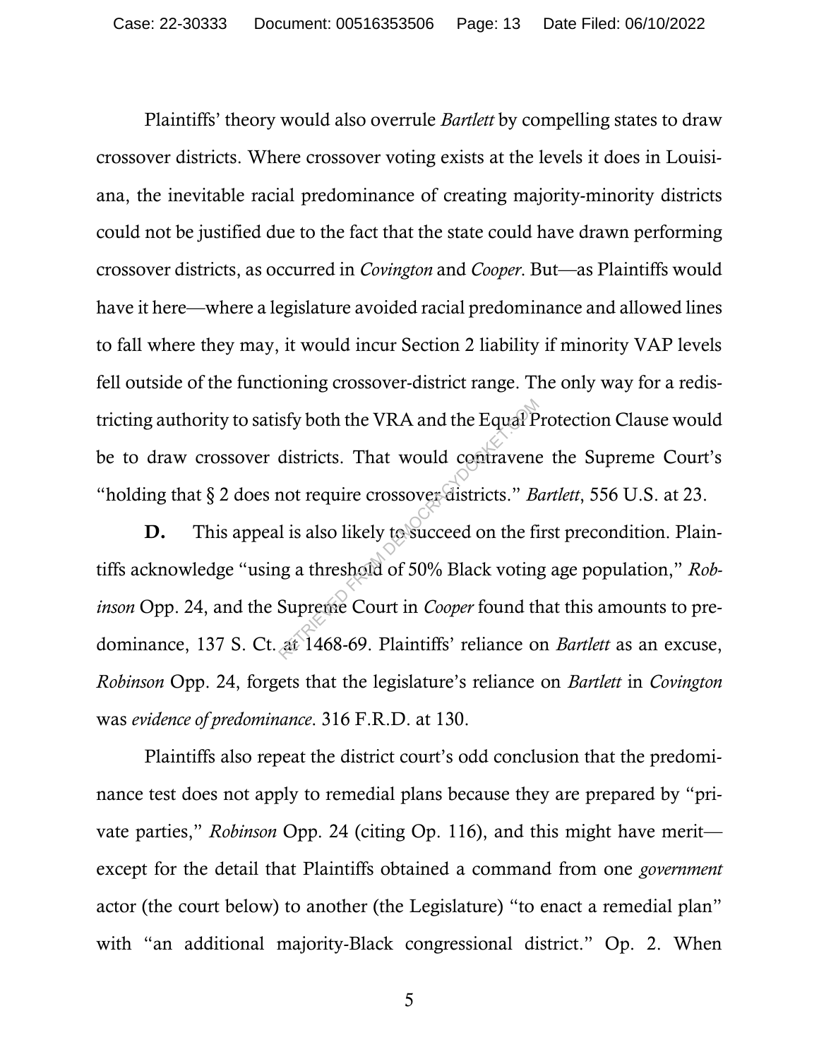Plaintiffs' theory would also overrule *Bartlett* by compelling states to draw crossover districts. Where crossover voting exists at the levels it does in Louisiana, the inevitable racial predominance of creating majority-minority districts could not be justified due to the fact that the state could have drawn performing crossover districts, as occurred in *Covington* and *Cooper*. But—as Plaintiffs would have it here—where a legislature avoided racial predominance and allowed lines to fall where they may, it would incur Section 2 liability if minority VAP levels fell outside of the functioning crossover-district range. The only way for a redistricting authority to satisfy both the VRA and the Equal Protection Clause would be to draw crossover districts. That would contravene the Supreme Court's "holding that § 2 does not require crossover districts." *Bartlett*, 556 U.S. at 23.

**D.** This appeal is also likely to succeed on the first precondition. Plaintiffs acknowledge "using a threshold of 50% Black voting age population," *Robinson* Opp. 24, and the Supreme Court in *Cooper* found that this amounts to predominance, 137 S. Ct. at 1468-69. Plaintiffs' reliance on *Bartlett* as an excuse, *Robinson* Opp. 24, forgets that the legislature's reliance on *Bartlett* in *Covington* was *evidence of predominance*. 316 F.R.D. at 130.

Plaintiffs also repeat the district court's odd conclusion that the predominance test does not apply to remedial plans because they are prepared by "private parties," *Robinson* Opp. 24 (citing Op. 116), and this might have merit—except for the detail that Plaintiffs obtained a command from one *government* actor (the court below) to another (the Legislature) "to enact a remedial plan" with "an additional majority-Black congressional district." Op. 2. When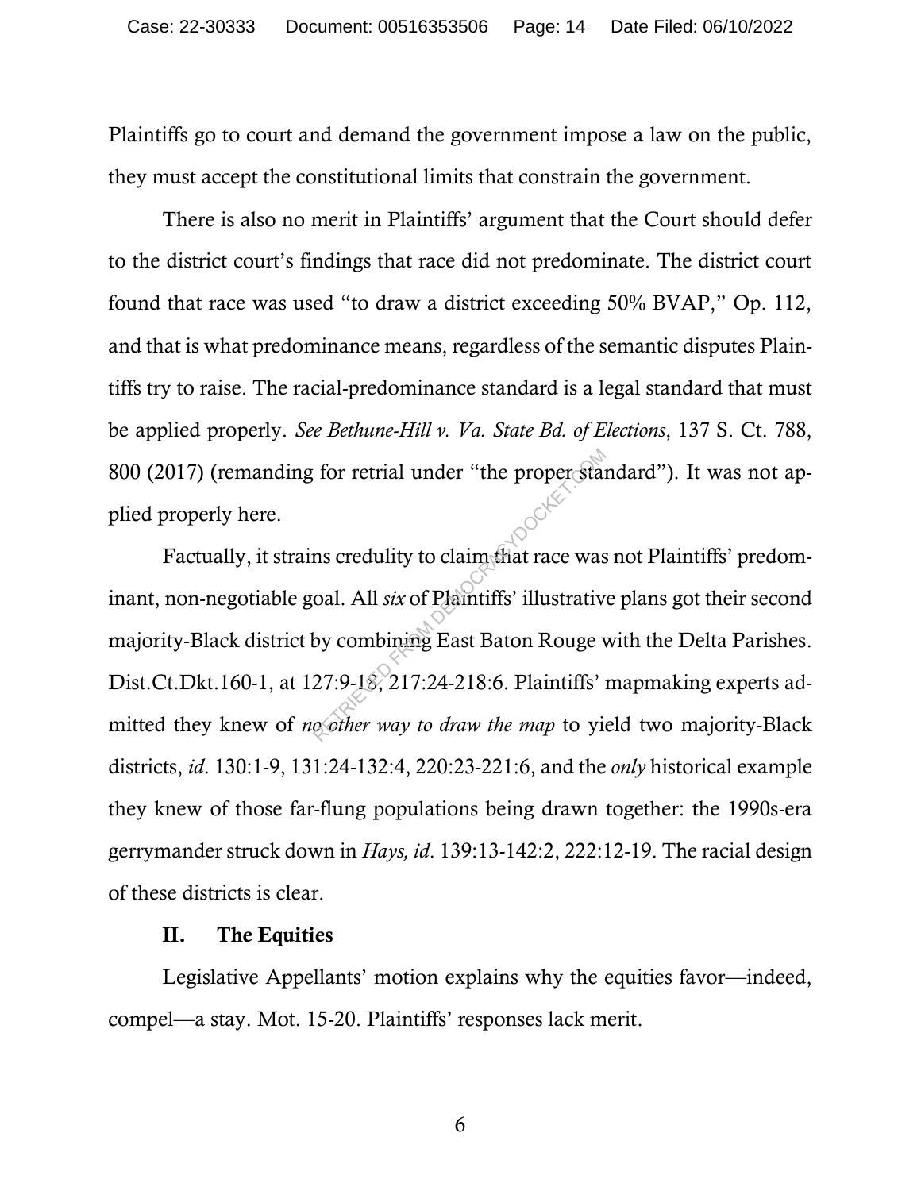Plaintiffs go to court and demand the government impose a law on the public, they must accept the constitutional limits that constrain the government.

There is also no merit in Plaintiffs' argument that the Court should defer to the district court's findings that race did not predominate. The district court found that race was used "to draw a district exceeding 50% BVAP," Op. 112, and that is what predominance means, regardless of the semantic disputes Plaintiffs try to raise. The racial-predominance standard is a legal standard that must be applied properly. *See Bethune-Hill v. Va. State Bd. of Elections*, 137 S. Ct. 788, 800 (2017) (remanding for retrial under "the proper standard"). It was not applied properly here.

Factually, it strains credulity to claim that race was not Plaintiffs' predominant, non-negotiable goal. All *six* of Plaintiffs' illustrative plans got their second majority-Black district by combining East Baton Rouge with the Delta Parishes. Dist.Ct.Dkt.160-1, at 127:9-18, 217:24-218:6. Plaintiffs' mapmaking experts admitted they knew of *no other way to draw the map* to yield two majority-Black districts, *id*. 130:1-9, 131:24-132:4, 220:23-221:6, and the *only* historical example they knew of those far-flung populations being drawn together: the 1990s-era gerrymander struck down in *Hays, id*. 139:13-142:2, 222:12-19. The racial design of these districts is clear.

## II. The Equities

Legislative Appellants' motion explains why the equities favor—indeed, compel—a stay. Mot. 15-20. Plaintiffs' responses lack merit.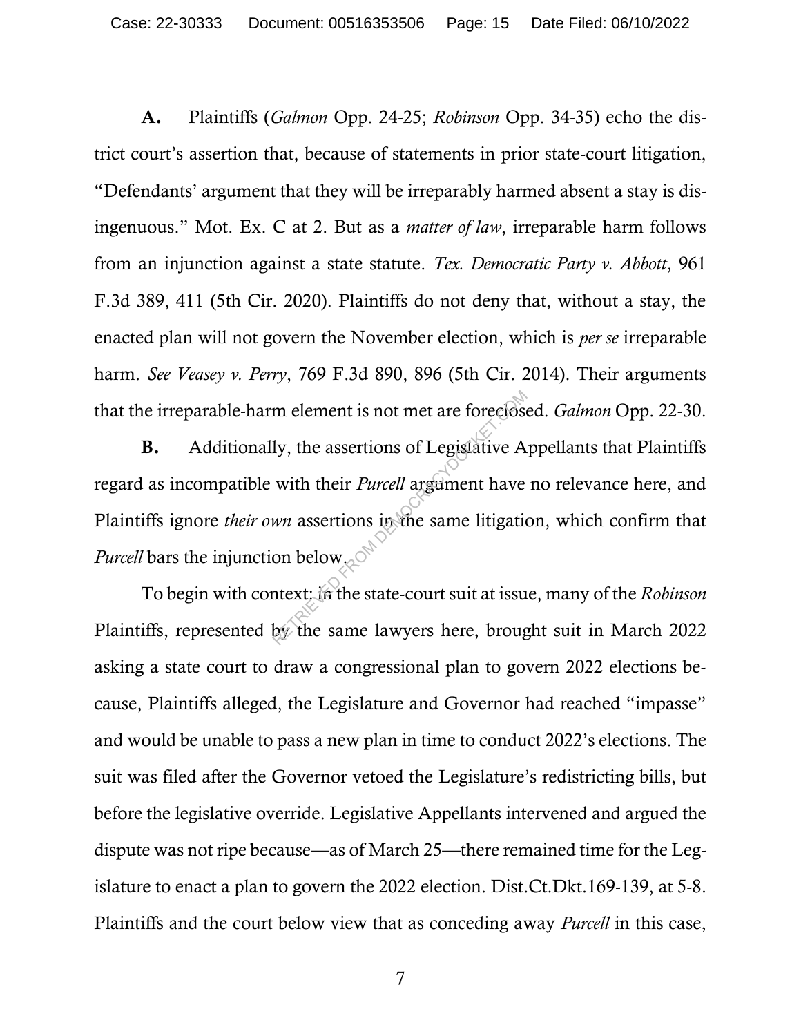**A.** Plaintiffs (*Galmon* Opp. 24-25; *Robinson* Opp. 34-35) echo the district court's assertion that, because of statements in prior state-court litigation, "Defendants' argument that they will be irreparably harmed absent a stay is disingenuous." Mot. Ex. C at 2. But as a *matter of law*, irreparable harm follows from an injunction against a state statute. *Tex. Democratic Party v. Abbott*, 961 F.3d 389, 411 (5th Cir. 2020). Plaintiffs do not deny that, without a stay, the enacted plan will not govern the November election, which is *per se* irreparable harm. *See Veasey v. Perry*, 769 F.3d 890, 896 (5th Cir. 2014). Their arguments that the irreparable-harm element is not met are foreclosed. *Galmon* Opp. 22-30.

**B.** Additionally, the assertions of Legislative Appellants that Plaintiffs regard as incompatible with their *Purcell* argument have no relevance here, and Plaintiffs ignore *their own* assertions in the same litigation, which confirm that *Purcell* bars the injunction below.

To begin with context: in the state-court suit at issue, many of the *Robinson* Plaintiffs, represented by the same lawyers here, brought suit in March 2022 asking a state court to draw a congressional plan to govern 2022 elections because, Plaintiffs alleged, the Legislature and Governor had reached "impasse" and would be unable to pass a new plan in time to conduct 2022's elections. The suit was filed after the Governor vetoed the Legislature's redistricting bills, but before the legislative override. Legislative Appellants intervened and argued the dispute was not ripe because—as of March 25—there remained time for the Legislature to enact a plan to govern the 2022 election. Dist.Ct.Dkt.169-139, at 5-8. Plaintiffs and the court below view that as conceding away *Purcell* in this case,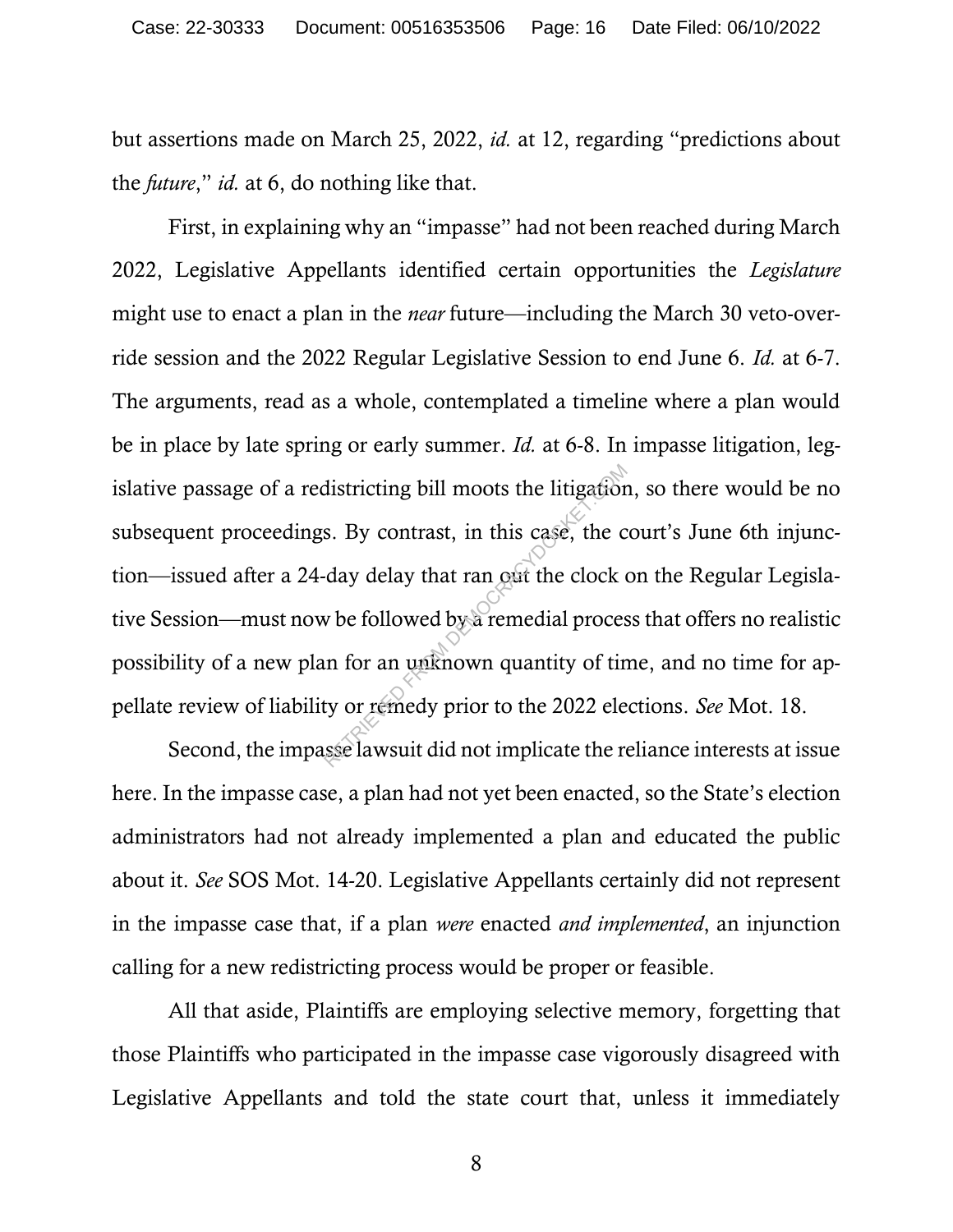but assertions made on March 25, 2022, *id.* at 12, regarding "predictions about the *future*," *id.* at 6, do nothing like that.

First, in explaining why an "impasse" had not been reached during March 2022, Legislative Appellants identified certain opportunities the *Legislature* might use to enact a plan in the *near* future—including the March 30 veto-override session and the 2022 Regular Legislative Session to end June 6. *Id.* at 6-7. The arguments, read as a whole, contemplated a timeline where a plan would be in place by late spring or early summer. *Id.* at 6-8. In impasse litigation, legislative passage of a redistricting bill moots the litigation, so there would be no subsequent proceedings. By contrast, in this case, the court's June 6th injunction—issued after a 24-day delay that ran out the clock on the Regular Legislative Session—must now be followed by a remedial process that offers no realistic possibility of a new plan for an unknown quantity of time, and no time for appellate review of liability or remedy prior to the 2022 elections. *See* Mot. 18.

Second, the impasse lawsuit did not implicate the reliance interests at issue here. In the impasse case, a plan had not yet been enacted, so the State's election administrators had not already implemented a plan and educated the public about it. *See* SOS Mot. 14-20. Legislative Appellants certainly did not represent in the impasse case that, if a plan *were* enacted *and implemented*, an injunction calling for a new redistricting process would be proper or feasible.

All that aside, Plaintiffs are employing selective memory, forgetting that those Plaintiffs who participated in the impasse case vigorously disagreed with Legislative Appellants and told the state court that, unless it immediately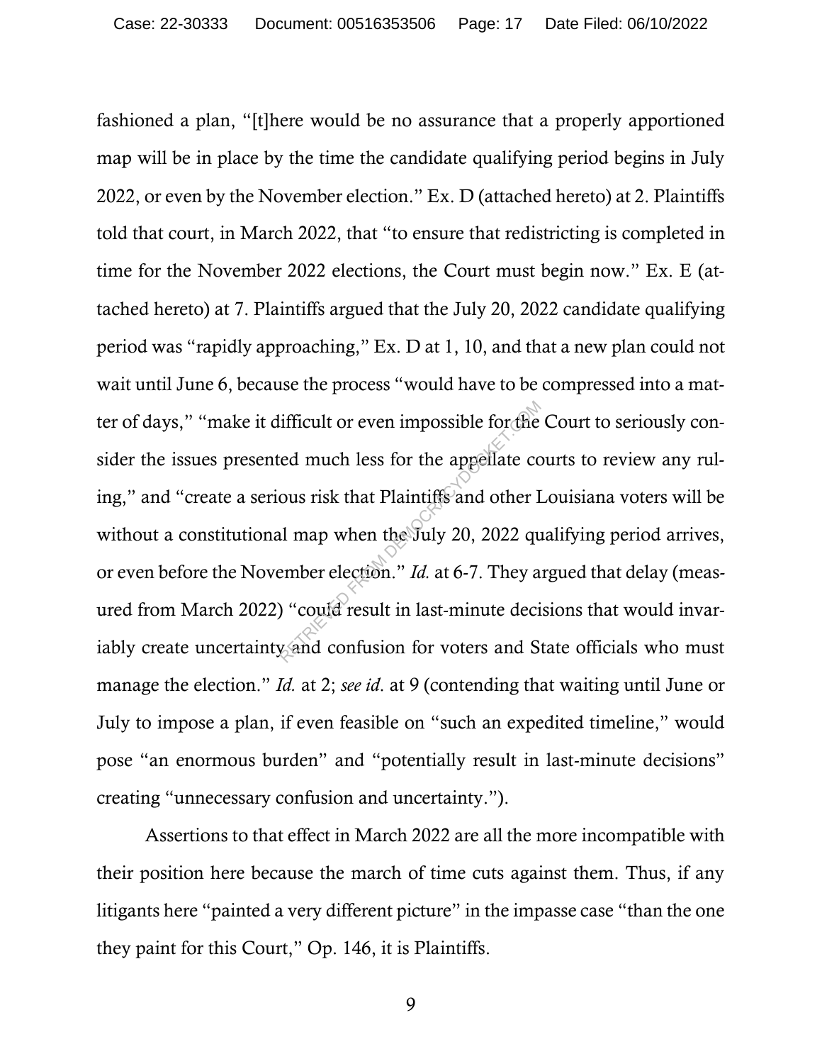fashioned a plan, "[t]here would be no assurance that a properly apportioned map will be in place by the time the candidate qualifying period begins in July 2022, or even by the November election." Ex. D (attached hereto) at 2. Plaintiffs told that court, in March 2022, that "to ensure that redistricting is completed in time for the November 2022 elections, the Court must begin now." Ex. E (attached hereto) at 7. Plaintiffs argued that the July 20, 2022 candidate qualifying period was "rapidly approaching," Ex. D at 1, 10, and that a new plan could not wait until June 6, because the process "would have to be compressed into a matter of days," "make it difficult or even impossible for the Court to seriously consider the issues presented much less for the appellate courts to review any ruling," and "create a serious risk that Plaintiffs and other Louisiana voters will be without a constitutional map when the July 20, 2022 qualifying period arrives, or even before the November election." *Id.* at 6-7. They argued that delay (measured from March 2022) "could result in last-minute decisions that would invariably create uncertainty and confusion for voters and State officials who must manage the election." *Id.* at 2; *see id.* at 9 (contending that waiting until June or July to impose a plan, if even feasible on "such an expedited timeline," would pose "an enormous burden" and "potentially result in last-minute decisions" creating "unnecessary confusion and uncertainty.").

Assertions to that effect in March 2022 are all the more incompatible with their position here because the march of time cuts against them. Thus, if any litigants here "painted a very different picture" in the impasse case "than the one they paint for this Court," Op. 146, it is Plaintiffs.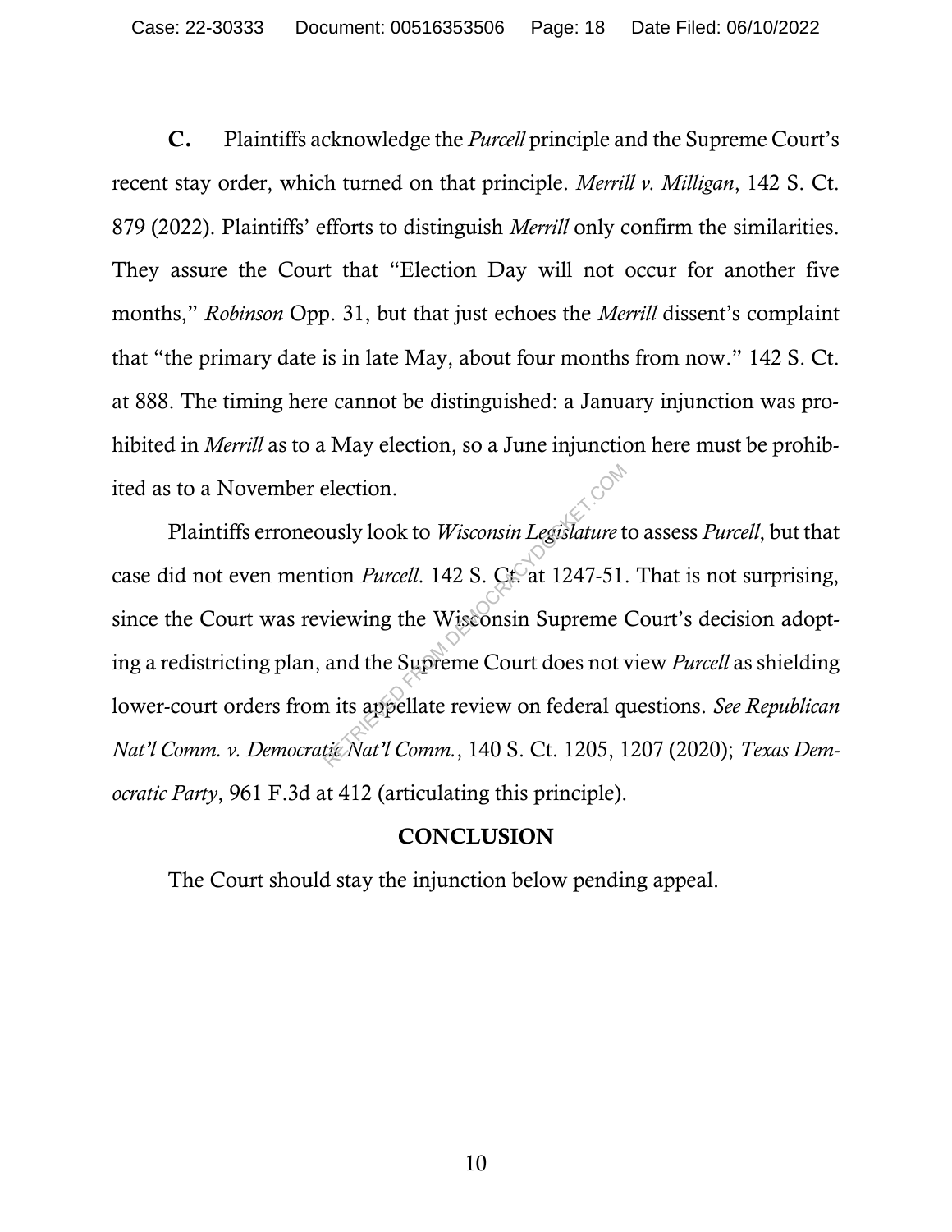**C.** Plaintiffs acknowledge the *Purcell* principle and the Supreme Court's recent stay order, which turned on that principle. *Merrill v. Milligan*, 142 S. Ct. 879 (2022). Plaintiffs' efforts to distinguish *Merrill* only confirm the similarities. They assure the Court that "Election Day will not occur for another five months," *Robinson* Opp. 31, but that just echoes the *Merrill* dissent's complaint that "the primary date is in late May, about four months from now." 142 S. Ct. at 888. The timing here cannot be distinguished: a January injunction was prohibited in *Merrill* as to a May election, so a June injunction here must be prohibited as to a November election.

Plaintiffs erroneously look to *Wisconsin Legislature* to assess *Purcell*, but that case did not even mention *Purcell*. 142 S. Ct. at 1247-51. That is not surprising, since the Court was reviewing the Wisconsin Supreme Court's decision adopting a redistricting plan, and the Supreme Court does not view *Purcell* as shielding lower-court orders from its appellate review on federal questions. *See Republican Nat'l Comm. v. Democratic Nat'l Comm.*, 140 S. Ct. 1205, 1207 (2020); *Texas Democratic Party*, 961 F.3d at 412 (articulating this principle).

## CONCLUSION

The Court should stay the injunction below pending appeal.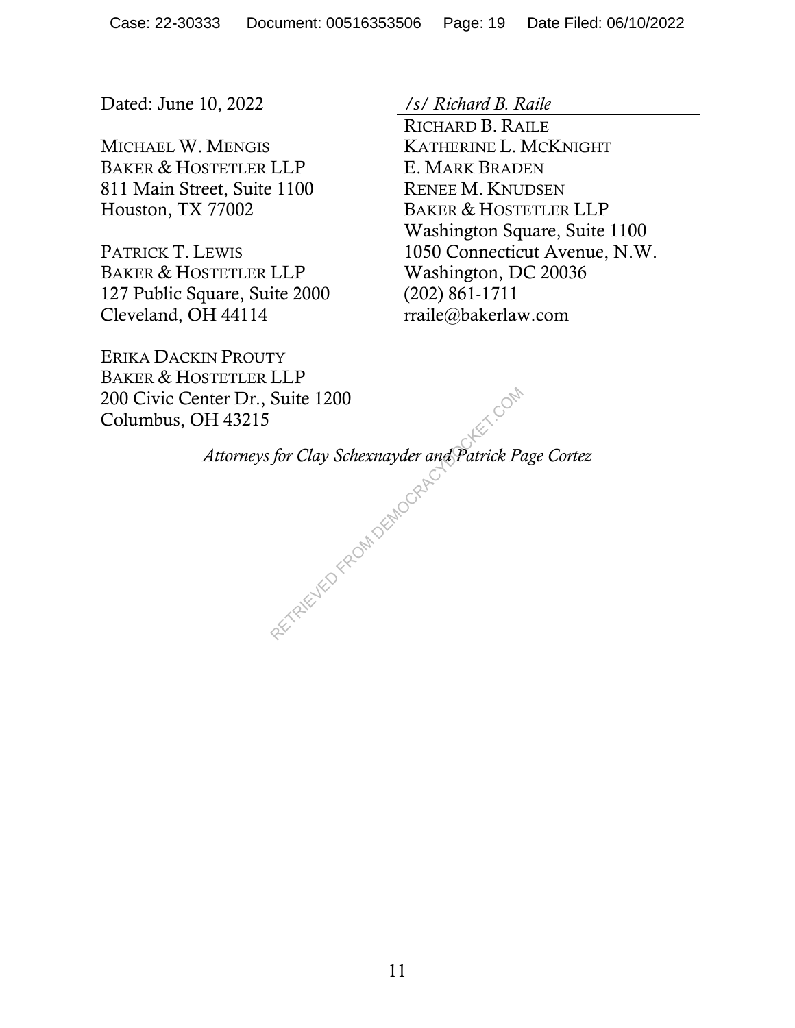Dated: June 10, 2022

*/s/ Richard B. Raile*

RICHARD B. RAILE
KATHERINE L. MCKNIGHT
E. MARK BRADEN
RENEE M. KNUDSEN
BAKER & HOSTETLER LLP
Washington Square, Suite 1100
1050 Connecticut Avenue, N.W.
Washington, DC 20036
(202) 861-1711
rraile@bakerlaw.com

MICHAEL W. MENGIS
BAKER & HOSTETLER LLP
811 Main Street, Suite 1100
Houston, TX 77002

PATRICK T. LEWIS
BAKER & HOSTETLER LLP
127 Public Square, Suite 2000
Cleveland, OH 44114

ERIKA DACKIN PROUTY
BAKER & HOSTETLER LLP
200 Civic Center Dr., Suite 1200
Columbus, OH 43215

*Attorneys for Clay Schexnayder and Patrick Page Cortez*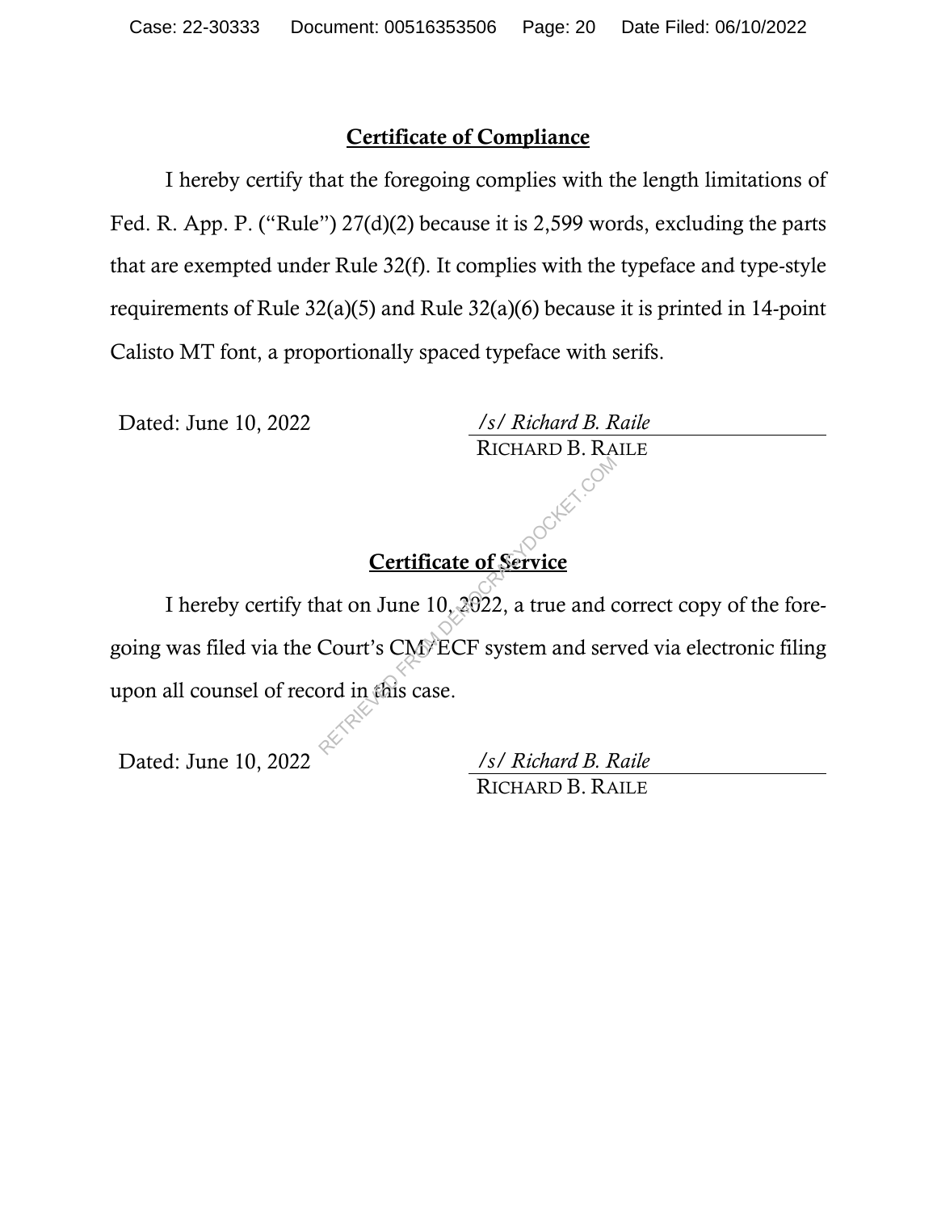## Certificate of Compliance

I hereby certify that the foregoing complies with the length limitations of Fed. R. App. P. ("Rule") 27(d)(2) because it is 2,599 words, excluding the parts that are exempted under Rule 32(f). It complies with the typeface and type-style requirements of Rule 32(a)(5) and Rule 32(a)(6) because it is printed in 14-point Calisto MT font, a proportionally spaced typeface with serifs.

Dated: June 10, 2022

*/s/ Richard B. Raile*
RICHARD B. RAILE

## Certificate of Service

I hereby certify that on June 10, 2022, a true and correct copy of the foregoing was filed via the Court's CM/ECF system and served via electronic filing upon all counsel of record in this case.

Dated: June 10, 2022

*/s/ Richard B. Raile*
RICHARD B. RAILE